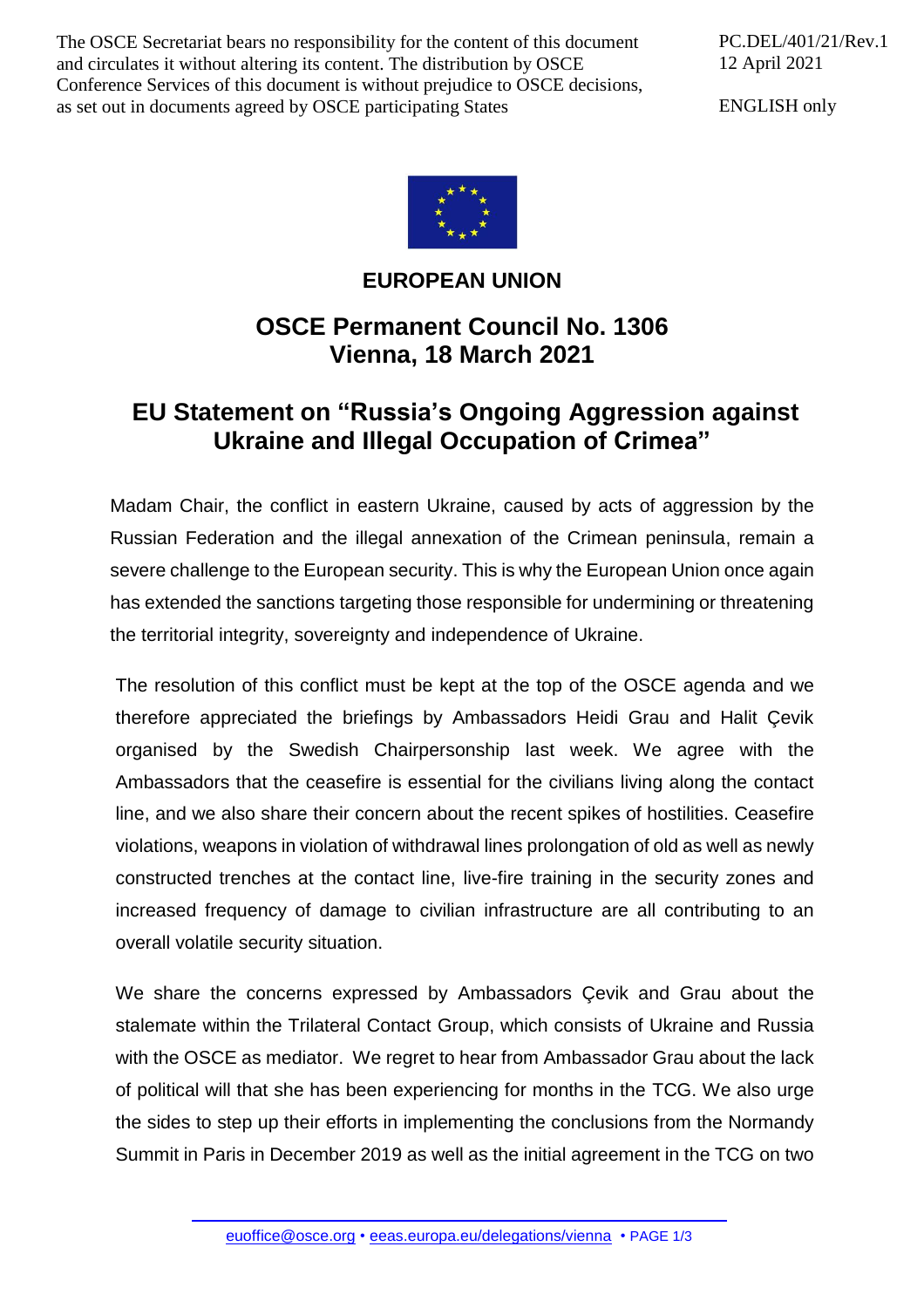The OSCE Secretariat bears no responsibility for the content of this document and circulates it without altering its content. The distribution by OSCE Conference Services of this document is without prejudice to OSCE decisions, as set out in documents agreed by OSCE participating States

PC.DEL/401/21/Rev.1
12 April 2021

ENGLISH only

**EUROPEAN UNION**

## OSCE Permanent Council No. 1306
## Vienna, 18 March 2021

# EU Statement on "Russia's Ongoing Aggression against Ukraine and Illegal Occupation of Crimea"

Madam Chair, the conflict in eastern Ukraine, caused by acts of aggression by the Russian Federation and the illegal annexation of the Crimean peninsula, remain a severe challenge to the European security. This is why the European Union once again has extended the sanctions targeting those responsible for undermining or threatening the territorial integrity, sovereignty and independence of Ukraine.

The resolution of this conflict must be kept at the top of the OSCE agenda and we therefore appreciated the briefings by Ambassadors Heidi Grau and Halit Çevik organised by the Swedish Chairpersonship last week. We agree with the Ambassadors that the ceasefire is essential for the civilians living along the contact line, and we also share their concern about the recent spikes of hostilities. Ceasefire violations, weapons in violation of withdrawal lines prolongation of old as well as newly constructed trenches at the contact line, live-fire training in the security zones and increased frequency of damage to civilian infrastructure are all contributing to an overall volatile security situation.

We share the concerns expressed by Ambassadors Çevik and Grau about the stalemate within the Trilateral Contact Group, which consists of Ukraine and Russia with the OSCE as mediator. We regret to hear from Ambassador Grau about the lack of political will that she has been experiencing for months in the TCG. We also urge the sides to step up their efforts in implementing the conclusions from the Normandy Summit in Paris in December 2019 as well as the initial agreement in the TCG on two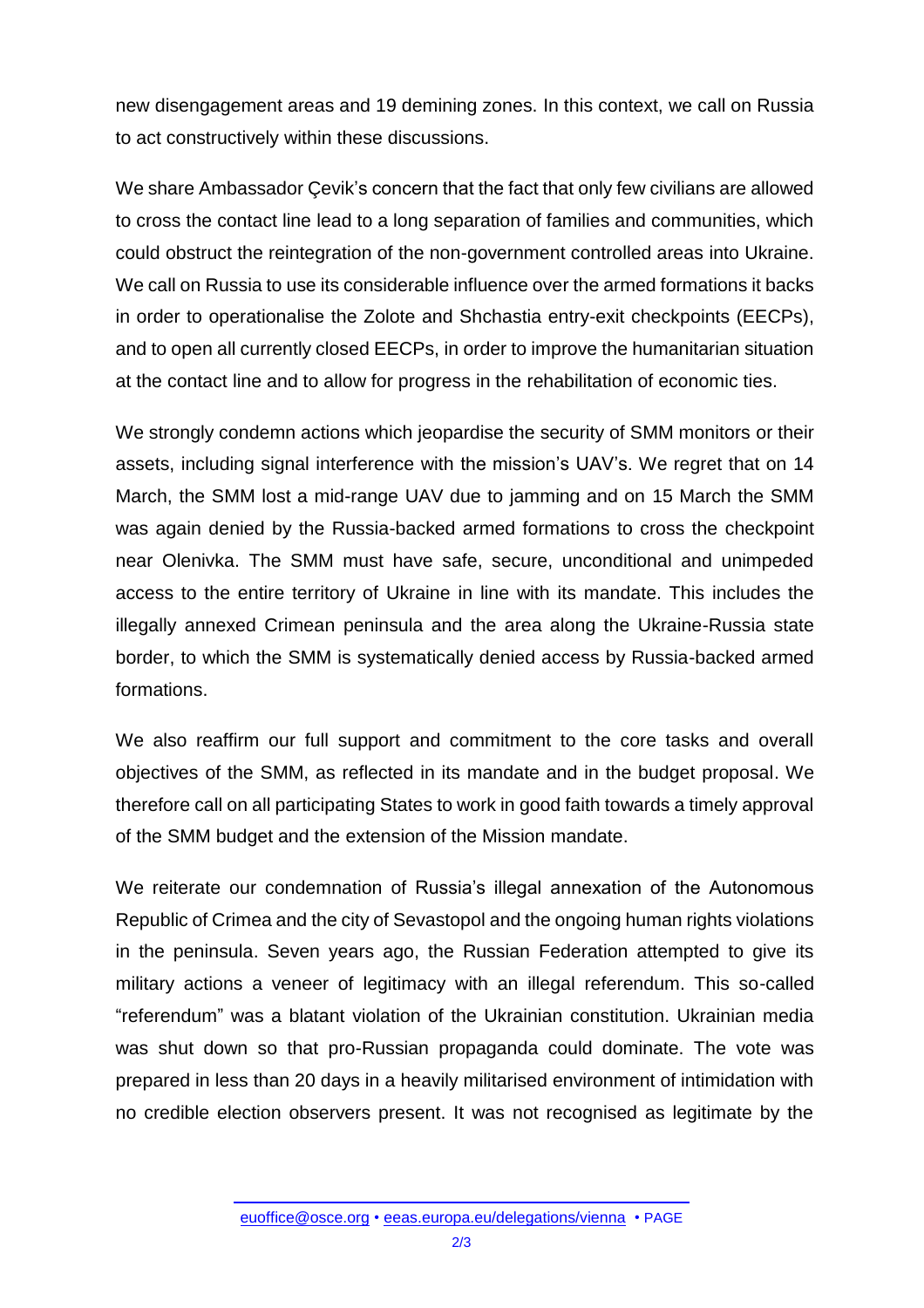new disengagement areas and 19 demining zones. In this context, we call on Russia to act constructively within these discussions.

We share Ambassador Çevik's concern that the fact that only few civilians are allowed to cross the contact line lead to a long separation of families and communities, which could obstruct the reintegration of the non-government controlled areas into Ukraine. We call on Russia to use its considerable influence over the armed formations it backs in order to operationalise the Zolote and Shchastia entry-exit checkpoints (EECPs), and to open all currently closed EECPs, in order to improve the humanitarian situation at the contact line and to allow for progress in the rehabilitation of economic ties.

We strongly condemn actions which jeopardise the security of SMM monitors or their assets, including signal interference with the mission's UAV's. We regret that on 14 March, the SMM lost a mid-range UAV due to jamming and on 15 March the SMM was again denied by the Russia-backed armed formations to cross the checkpoint near Olenivka. The SMM must have safe, secure, unconditional and unimpeded access to the entire territory of Ukraine in line with its mandate. This includes the illegally annexed Crimean peninsula and the area along the Ukraine-Russia state border, to which the SMM is systematically denied access by Russia-backed armed formations.

We also reaffirm our full support and commitment to the core tasks and overall objectives of the SMM, as reflected in its mandate and in the budget proposal. We therefore call on all participating States to work in good faith towards a timely approval of the SMM budget and the extension of the Mission mandate.

We reiterate our condemnation of Russia's illegal annexation of the Autonomous Republic of Crimea and the city of Sevastopol and the ongoing human rights violations in the peninsula. Seven years ago, the Russian Federation attempted to give its military actions a veneer of legitimacy with an illegal referendum. This so-called "referendum" was a blatant violation of the Ukrainian constitution. Ukrainian media was shut down so that pro-Russian propaganda could dominate. The vote was prepared in less than 20 days in a heavily militarised environment of intimidation with no credible election observers present. It was not recognised as legitimate by the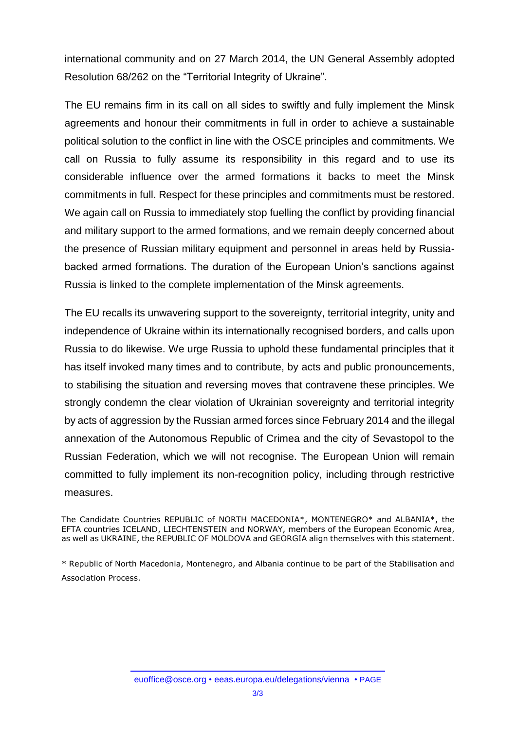international community and on 27 March 2014, the UN General Assembly adopted Resolution 68/262 on the "Territorial Integrity of Ukraine".

The EU remains firm in its call on all sides to swiftly and fully implement the Minsk agreements and honour their commitments in full in order to achieve a sustainable political solution to the conflict in line with the OSCE principles and commitments. We call on Russia to fully assume its responsibility in this regard and to use its considerable influence over the armed formations it backs to meet the Minsk commitments in full. Respect for these principles and commitments must be restored. We again call on Russia to immediately stop fuelling the conflict by providing financial and military support to the armed formations, and we remain deeply concerned about the presence of Russian military equipment and personnel in areas held by Russia-backed armed formations. The duration of the European Union's sanctions against Russia is linked to the complete implementation of the Minsk agreements.

The EU recalls its unwavering support to the sovereignty, territorial integrity, unity and independence of Ukraine within its internationally recognised borders, and calls upon Russia to do likewise. We urge Russia to uphold these fundamental principles that it has itself invoked many times and to contribute, by acts and public pronouncements, to stabilising the situation and reversing moves that contravene these principles. We strongly condemn the clear violation of Ukrainian sovereignty and territorial integrity by acts of aggression by the Russian armed forces since February 2014 and the illegal annexation of the Autonomous Republic of Crimea and the city of Sevastopol to the Russian Federation, which we will not recognise. The European Union will remain committed to fully implement its non-recognition policy, including through restrictive measures.

The Candidate Countries REPUBLIC of NORTH MACEDONIA*, MONTENEGRO* and ALBANIA*, the EFTA countries ICELAND, LIECHTENSTEIN and NORWAY, members of the European Economic Area, as well as UKRAINE, the REPUBLIC OF MOLDOVA and GEORGIA align themselves with this statement.

\* Republic of North Macedonia, Montenegro, and Albania continue to be part of the Stabilisation and Association Process.